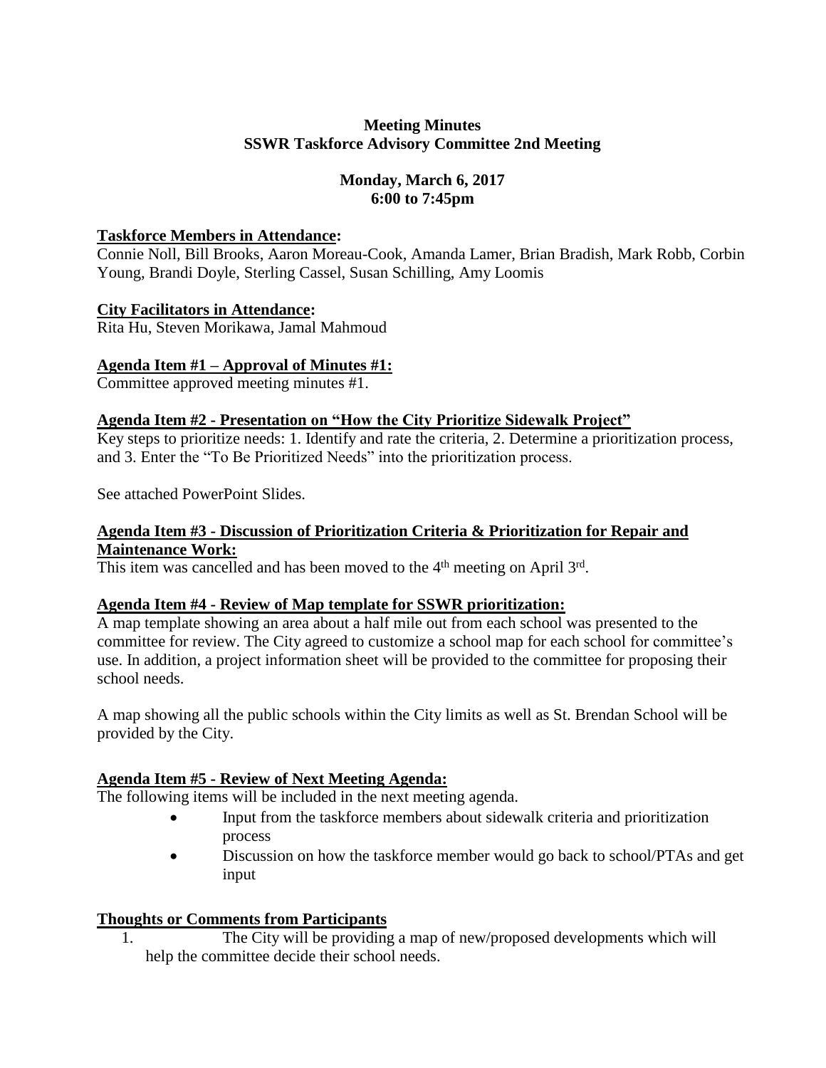**Meeting Minutes**
**SSWR Taskforce Advisory Committee 2nd Meeting**

**Monday, March 6, 2017**
**6:00 to 7:45pm**

**Taskforce Members in Attendance:**
Connie Noll, Bill Brooks, Aaron Moreau-Cook, Amanda Lamer, Brian Bradish, Mark Robb, Corbin Young, Brandi Doyle, Sterling Cassel, Susan Schilling, Amy Loomis

**City Facilitators in Attendance:**
Rita Hu, Steven Morikawa, Jamal Mahmoud

**Agenda Item #1 – Approval of Minutes #1:**
Committee approved meeting minutes #1.

**Agenda Item #2 - Presentation on "How the City Prioritize Sidewalk Project"**
Key steps to prioritize needs: 1. Identify and rate the criteria, 2. Determine a prioritization process, and 3. Enter the "To Be Prioritized Needs" into the prioritization process.

See attached PowerPoint Slides.

**Agenda Item #3 - Discussion of Prioritization Criteria & Prioritization for Repair and Maintenance Work:**
This item was cancelled and has been moved to the 4th meeting on April 3rd.

**Agenda Item #4 - Review of Map template for SSWR prioritization:**
A map template showing an area about a half mile out from each school was presented to the committee for review. The City agreed to customize a school map for each school for committee's use. In addition, a project information sheet will be provided to the committee for proposing their school needs.

A map showing all the public schools within the City limits as well as St. Brendan School will be provided by the City.

**Agenda Item #5 - Review of Next Meeting Agenda:**
The following items will be included in the next meeting agenda.

- Input from the taskforce members about sidewalk criteria and prioritization process
- Discussion on how the taskforce member would go back to school/PTAs and get input

**Thoughts or Comments from Participants**

1. The City will be providing a map of new/proposed developments which will help the committee decide their school needs.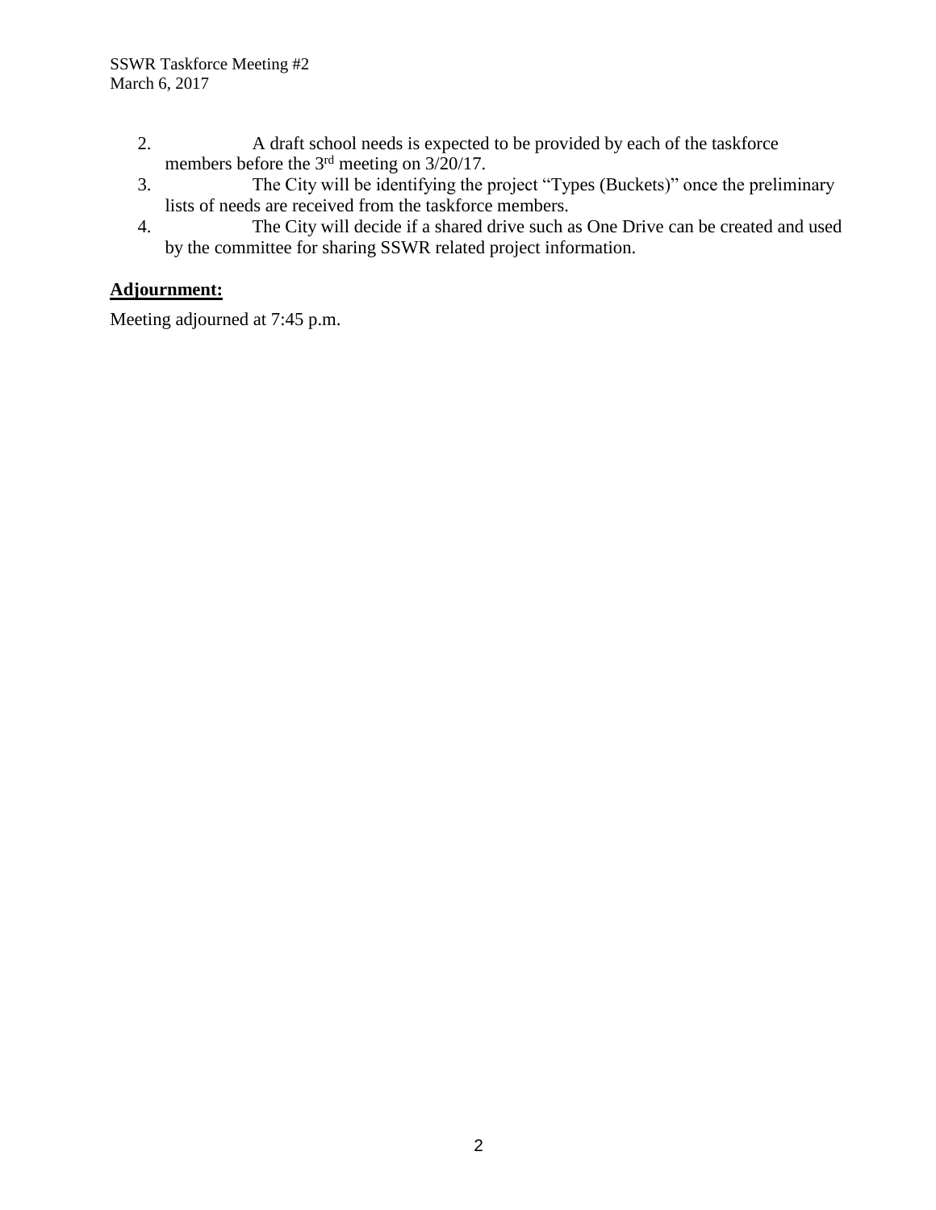2. A draft school needs is expected to be provided by each of the taskforce members before the 3rd meeting on 3/20/17.
3. The City will be identifying the project "Types (Buckets)" once the preliminary lists of needs are received from the taskforce members.
4. The City will decide if a shared drive such as One Drive can be created and used by the committee for sharing SSWR related project information.

**Adjournment:**

Meeting adjourned at 7:45 p.m.